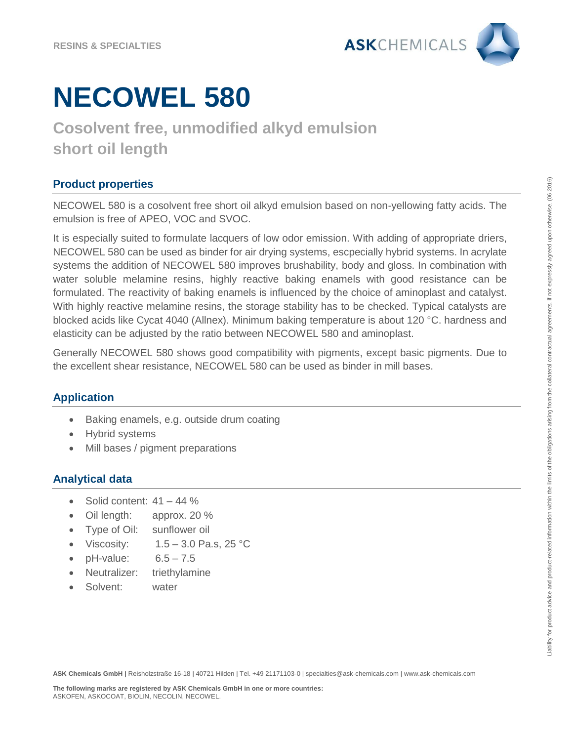RESINS & SPECIALTIES

ASKCHEMICALS

# NECOWEL 580

## Cosolvent free, unmodified alkyd emulsion short oil length

### Product properties

NECOWEL 580 is a cosolvent free short oil alkyd emulsion based on non-yellowing fatty acids. The emulsion is free of APEO, VOC and SVOC.

It is especially suited to formulate lacquers of low odor emission. With adding of appropriate driers, NECOWEL 580 can be used as binder for air drying systems, escpecially hybrid systems. In acrylate systems the addition of NECOWEL 580 improves brushability, body and gloss. In combination with water soluble melamine resins, highly reactive baking enamels with good resistance can be formulated. The reactivity of baking enamels is influenced by the choice of aminoplast and catalyst. With highly reactive melamine resins, the storage stability has to be checked. Typical catalysts are blocked acids like Cycat 4040 (Allnex). Minimum baking temperature is about 120 °C. hardness and elasticity can be adjusted by the ratio between NECOWEL 580 and aminoplast.

Generally NECOWEL 580 shows good compatibility with pigments, except basic pigments. Due to the excellent shear resistance, NECOWEL 580 can be used as binder in mill bases.

### Application

- Baking enamels, e.g. outside drum coating
- Hybrid systems
- Mill bases / pigment preparations

### Analytical data

- Solid content: 41 – 44 %
- Oil length: approx. 20 %
- Type of Oil: sunflower oil
- Viscosity: 1.5 – 3.0 Pa.s, 25 °C
- pH-value: 6.5 – 7.5
- Neutralizer: triethylamine
- Solvent: water

Liability for product advice and product-related information within the limits of the obligations arising from the collateral contractual agreements, if not expressly agreed upon otherwise. (06.2016)

**ASK Chemicals GmbH |** Reisholzstraße 16-18 | 40721 Hilden | Tel. +49 21171103-0 | specialties@ask-chemicals.com | www.ask-chemicals.com

**The following marks are registered by ASK Chemicals GmbH in one or more countries:**
ASKOFEN, ASKOCOAT, BIOLIN, NECOLIN, NECOWEL.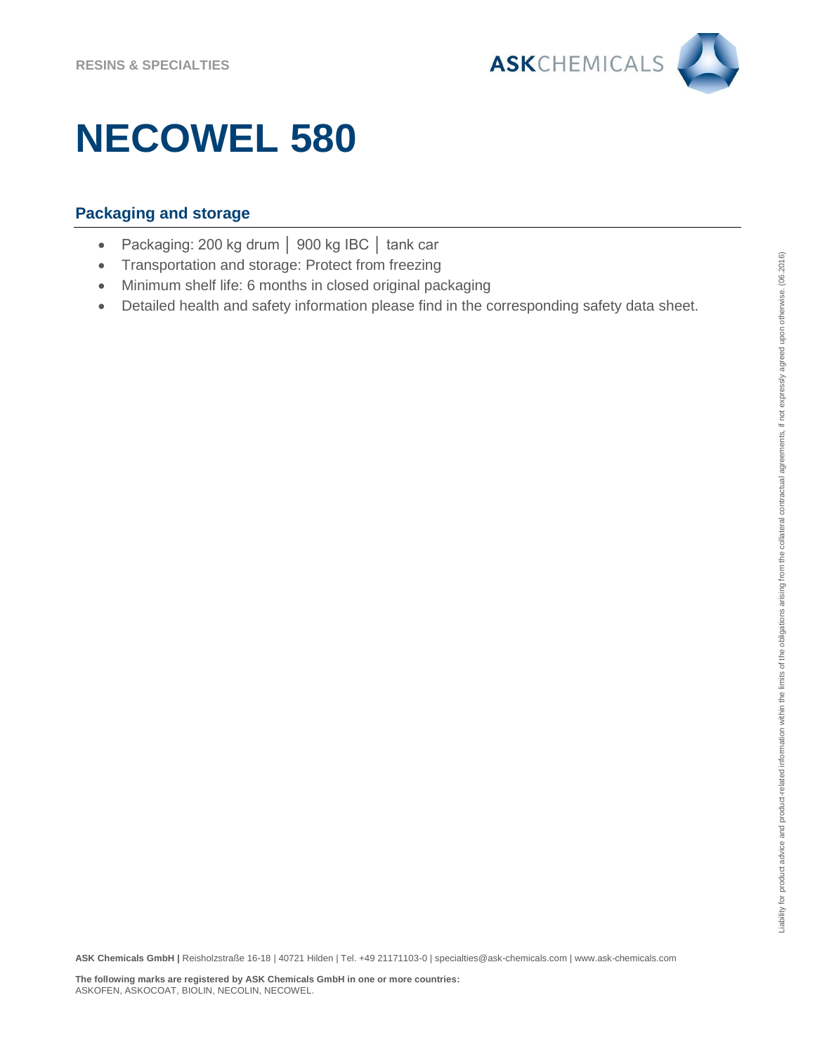# NECOWEL 580

## Packaging and storage

- Packaging: 200 kg drum │ 900 kg IBC │ tank car
- Transportation and storage: Protect from freezing
- Minimum shelf life: 6 months in closed original packaging
- Detailed health and safety information please find in the corresponding safety data sheet.

Liability for product advice and product-related information within the limits of the obligations arising from the collateral contractual agreements, if not expressly agreed upon otherwise. (06.2016)

**ASK Chemicals GmbH |** Reisholzstraße 16-18 | 40721 Hilden | Tel. +49 21171103-0 | specialties@ask-chemicals.com | www.ask-chemicals.com

**The following marks are registered by ASK Chemicals GmbH in one or more countries:**
ASKOFEN, ASKOCOAT, BIOLIN, NECOLIN, NECOWEL.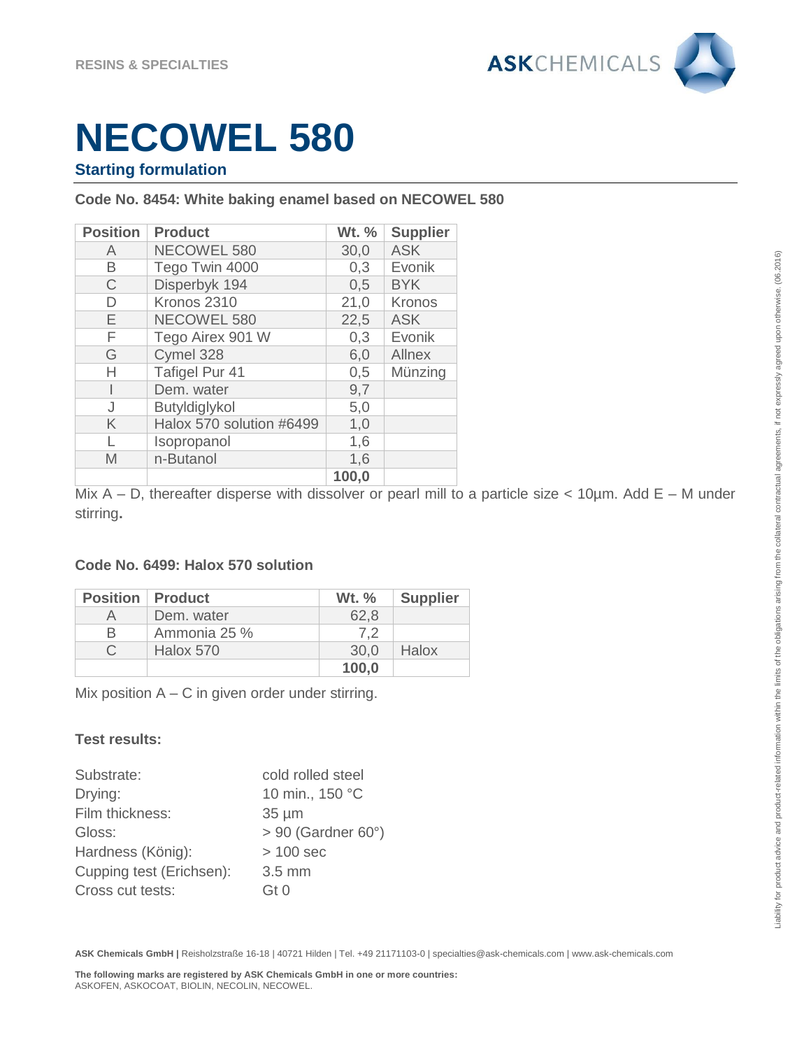RESINS & SPECIALTIES

# NECOWEL 580

## Starting formulation

### Code No. 8454: White baking enamel based on NECOWEL 580

| Position | Product | Wt. % | Supplier |
|---|---|---|---|
| A | NECOWEL 580 | 30,0 | ASK |
| B | Tego Twin 4000 | 0,3 | Evonik |
| C | Disperbyk 194 | 0,5 | BYK |
| D | Kronos 2310 | 21,0 | Kronos |
| E | NECOWEL 580 | 22,5 | ASK |
| F | Tego Airex 901 W | 0,3 | Evonik |
| G | Cymel 328 | 6,0 | Allnex |
| H | Tafigel Pur 41 | 0,5 | Münzing |
| I | Dem. water | 9,7 | |
| J | Butyldiglykol | 5,0 | |
| K | Halox 570 solution #6499 | 1,0 | |
| L | Isopropanol | 1,6 | |
| M | n-Butanol | 1,6 | |
| | | **100,0** | |

Mix A – D, thereafter disperse with dissolver or pearl mill to a particle size < 10µm. Add E – M under stirring**.**

### Code No. 6499: Halox 570 solution

| Position | Product | Wt. % | Supplier |
|---|---|---|---|
| A | Dem. water | 62,8 | |
| B | Ammonia 25 % | 7,2 | |
| C | Halox 570 | 30,0 | Halox |
| | | **100,0** | |

Mix position A – C in given order under stirring.

### Test results:

| | |
|---|---|
| Substrate: | cold rolled steel |
| Drying: | 10 min., 150 °C |
| Film thickness: | 35 µm |
| Gloss: | > 90 (Gardner 60°) |
| Hardness (König): | > 100 sec |
| Cupping test (Erichsen): | 3.5 mm |
| Cross cut tests: | Gt 0 |

Liability for product advice and product-related information within the limits of the obligations arising from the collateral contractual agreements, if not expressly agreed upon otherwise. (06.2016)

**ASK Chemicals GmbH |** Reisholzstraße 16-18 | 40721 Hilden | Tel. +49 21171103-0 | specialties@ask-chemicals.com | www.ask-chemicals.com

**The following marks are registered by ASK Chemicals GmbH in one or more countries:**
ASKOFEN, ASKOCOAT, BIOLIN, NECOLIN, NECOWEL.